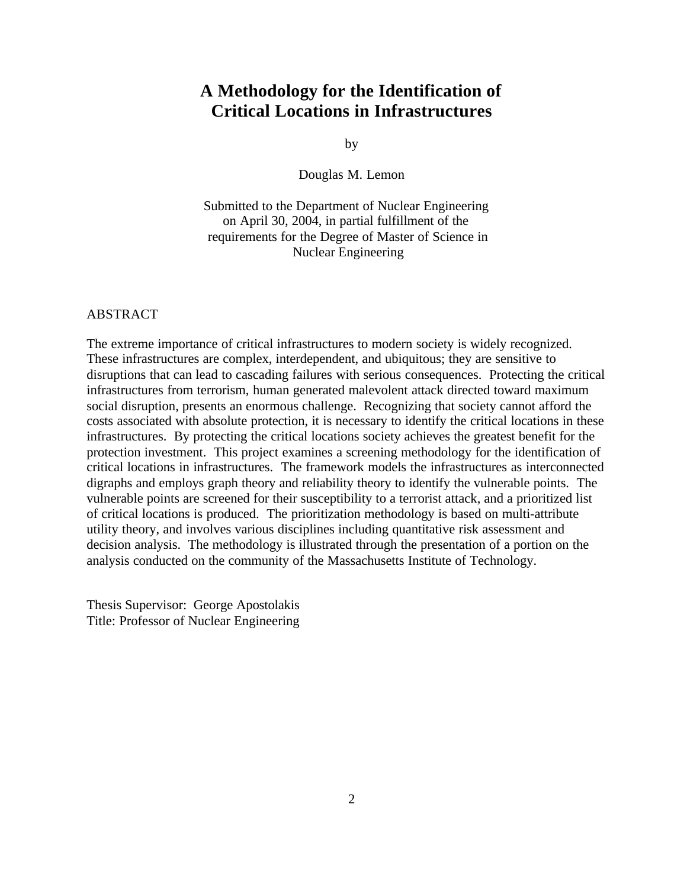# A Methodology for the Identification of Critical Locations in Infrastructures

by

Douglas M. Lemon

Submitted to the Department of Nuclear Engineering on April 30, 2004, in partial fulfillment of the requirements for the Degree of Master of Science in Nuclear Engineering

ABSTRACT

The extreme importance of critical infrastructures to modern society is widely recognized. These infrastructures are complex, interdependent, and ubiquitous; they are sensitive to disruptions that can lead to cascading failures with serious consequences. Protecting the critical infrastructures from terrorism, human generated malevolent attack directed toward maximum social disruption, presents an enormous challenge. Recognizing that society cannot afford the costs associated with absolute protection, it is necessary to identify the critical locations in these infrastructures. By protecting the critical locations society achieves the greatest benefit for the protection investment. This project examines a screening methodology for the identification of critical locations in infrastructures. The framework models the infrastructures as interconnected digraphs and employs graph theory and reliability theory to identify the vulnerable points. The vulnerable points are screened for their susceptibility to a terrorist attack, and a prioritized list of critical locations is produced. The prioritization methodology is based on multi-attribute utility theory, and involves various disciplines including quantitative risk assessment and decision analysis. The methodology is illustrated through the presentation of a portion on the analysis conducted on the community of the Massachusetts Institute of Technology.

Thesis Supervisor: George Apostolakis
Title: Professor of Nuclear Engineering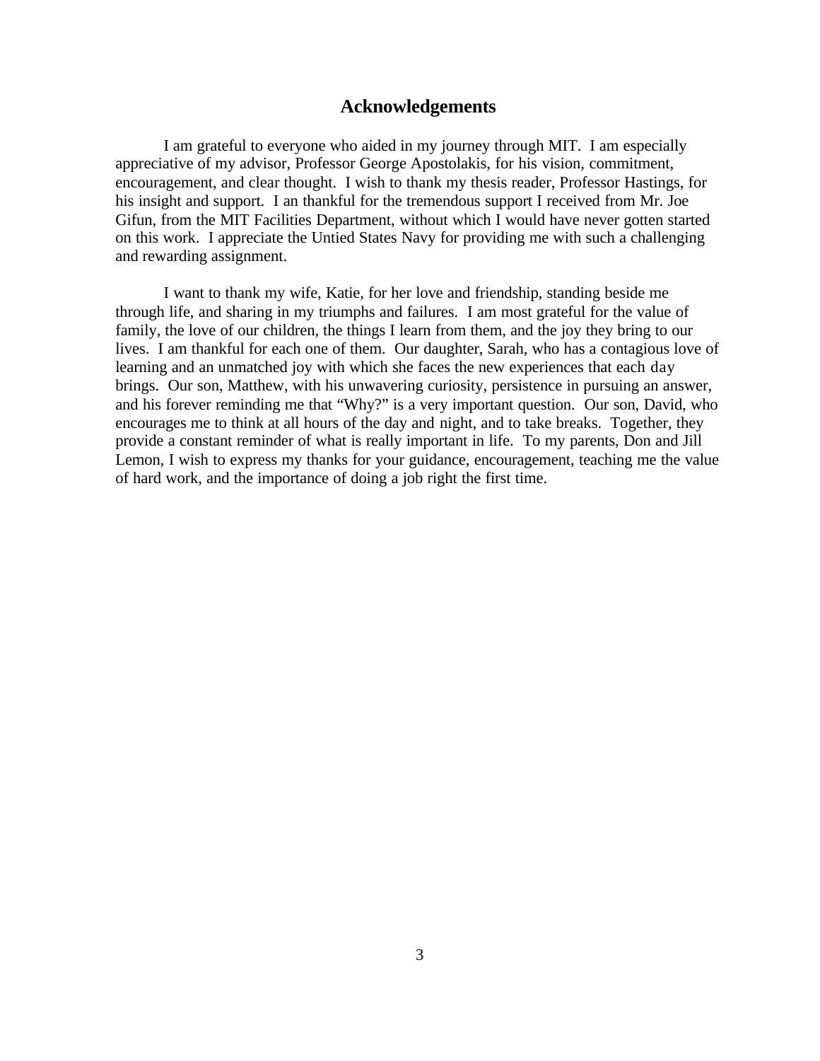# Acknowledgements

I am grateful to everyone who aided in my journey through MIT. I am especially appreciative of my advisor, Professor George Apostolakis, for his vision, commitment, encouragement, and clear thought. I wish to thank my thesis reader, Professor Hastings, for his insight and support. I an thankful for the tremendous support I received from Mr. Joe Gifun, from the MIT Facilities Department, without which I would have never gotten started on this work. I appreciate the Untied States Navy for providing me with such a challenging and rewarding assignment.

I want to thank my wife, Katie, for her love and friendship, standing beside me through life, and sharing in my triumphs and failures. I am most grateful for the value of family, the love of our children, the things I learn from them, and the joy they bring to our lives. I am thankful for each one of them. Our daughter, Sarah, who has a contagious love of learning and an unmatched joy with which she faces the new experiences that each day brings. Our son, Matthew, with his unwavering curiosity, persistence in pursuing an answer, and his forever reminding me that "Why?" is a very important question. Our son, David, who encourages me to think at all hours of the day and night, and to take breaks. Together, they provide a constant reminder of what is really important in life. To my parents, Don and Jill Lemon, I wish to express my thanks for your guidance, encouragement, teaching me the value of hard work, and the importance of doing a job right the first time.